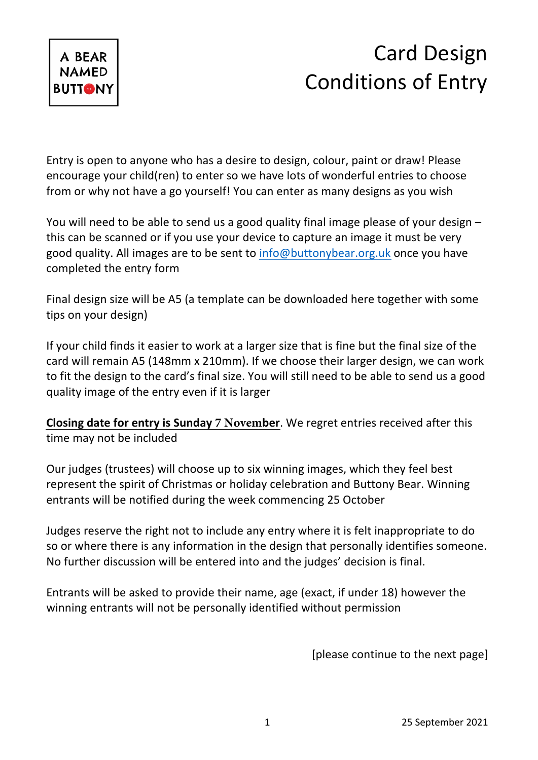A BEAR NAMED BUTTONY

# Card Design Conditions of Entry

Entry is open to anyone who has a desire to design, colour, paint or draw! Please encourage your child(ren) to enter so we have lots of wonderful entries to choose from or why not have a go yourself! You can enter as many designs as you wish

You will need to be able to send us a good quality final image please of your design – this can be scanned or if you use your device to capture an image it must be very good quality. All images are to be sent to info@buttonybear.org.uk once you have completed the entry form

Final design size will be A5 (a template can be downloaded here together with some tips on your design)

If your child finds it easier to work at a larger size that is fine but the final size of the card will remain A5 (148mm x 210mm). If we choose their larger design, we can work to fit the design to the card's final size. You will still need to be able to send us a good quality image of the entry even if it is larger

**Closing date for entry is Sunday 7 November**. We regret entries received after this time may not be included

Our judges (trustees) will choose up to six winning images, which they feel best represent the spirit of Christmas or holiday celebration and Buttony Bear. Winning entrants will be notified during the week commencing 25 October

Judges reserve the right not to include any entry where it is felt inappropriate to do so or where there is any information in the design that personally identifies someone. No further discussion will be entered into and the judges' decision is final.

Entrants will be asked to provide their name, age (exact, if under 18) however the winning entrants will not be personally identified without permission

[please continue to the next page]

25 September 2021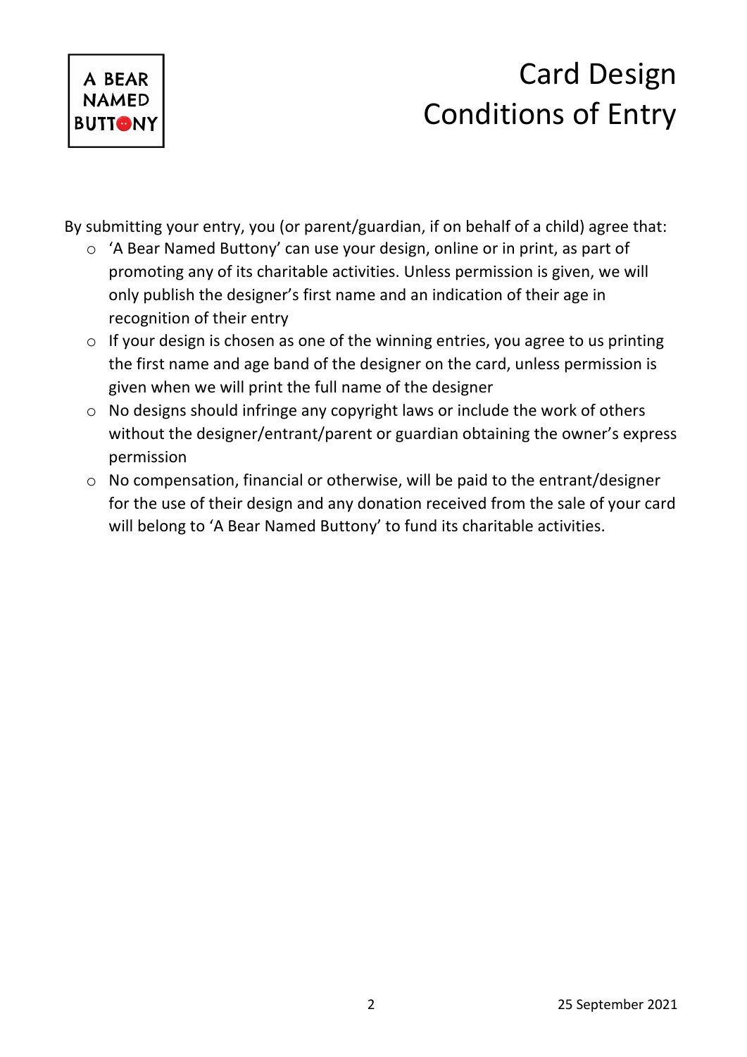A BEAR NAMED BUTTONY

# Card Design Conditions of Entry

By submitting your entry, you (or parent/guardian, if on behalf of a child) agree that:

- 'A Bear Named Buttony' can use your design, online or in print, as part of promoting any of its charitable activities. Unless permission is given, we will only publish the designer's first name and an indication of their age in recognition of their entry
- If your design is chosen as one of the winning entries, you agree to us printing the first name and age band of the designer on the card, unless permission is given when we will print the full name of the designer
- No designs should infringe any copyright laws or include the work of others without the designer/entrant/parent or guardian obtaining the owner's express permission
- No compensation, financial or otherwise, will be paid to the entrant/designer for the use of their design and any donation received from the sale of your card will belong to 'A Bear Named Buttony' to fund its charitable activities.

25 September 2021